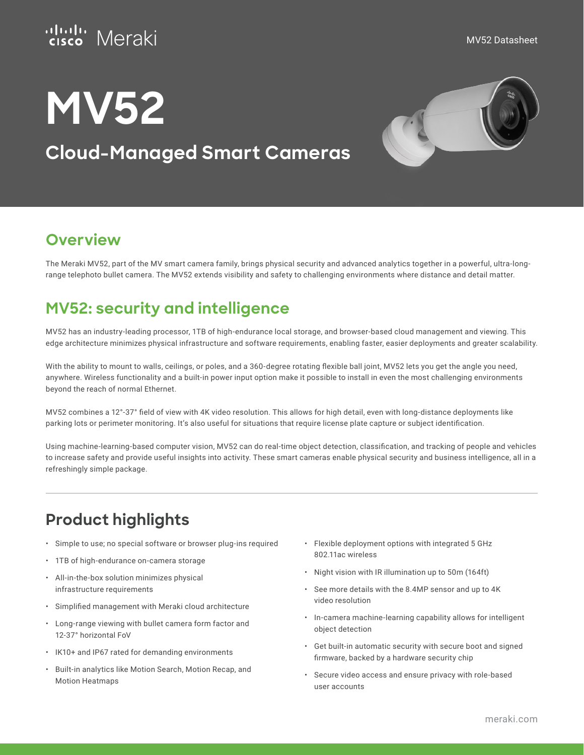# MV52

## Cloud-Managed Smart Cameras

## Overview

The Meraki MV52, part of the MV smart camera family, brings physical security and advanced analytics together in a powerful, ultra-long-range telephoto bullet camera. The MV52 extends visibility and safety to challenging environments where distance and detail matter.

## MV52: security and intelligence

MV52 has an industry-leading processor, 1TB of high-endurance local storage, and browser-based cloud management and viewing. This edge architecture minimizes physical infrastructure and software requirements, enabling faster, easier deployments and greater scalability.

With the ability to mount to walls, ceilings, or poles, and a 360-degree rotating flexible ball joint, MV52 lets you get the angle you need, anywhere. Wireless functionality and a built-in power input option make it possible to install in even the most challenging environments beyond the reach of normal Ethernet.

MV52 combines a 12°-37° field of view with 4K video resolution. This allows for high detail, even with long-distance deployments like parking lots or perimeter monitoring. It's also useful for situations that require license plate capture or subject identification.

Using machine-learning-based computer vision, MV52 can do real-time object detection, classification, and tracking of people and vehicles to increase safety and provide useful insights into activity. These smart cameras enable physical security and business intelligence, all in a refreshingly simple package.

## Product highlights

- Simple to use; no special software or browser plug-ins required
- 1TB of high-endurance on-camera storage
- All-in-the-box solution minimizes physical infrastructure requirements
- Simplified management with Meraki cloud architecture
- Long-range viewing with bullet camera form factor and 12-37° horizontal FoV
- IK10+ and IP67 rated for demanding environments
- Built-in analytics like Motion Search, Motion Recap, and Motion Heatmaps
- Flexible deployment options with integrated 5 GHz 802.11ac wireless
- Night vision with IR illumination up to 50m (164ft)
- See more details with the 8.4MP sensor and up to 4K video resolution
- In-camera machine-learning capability allows for intelligent object detection
- Get built-in automatic security with secure boot and signed firmware, backed by a hardware security chip
- Secure video access and ensure privacy with role-based user accounts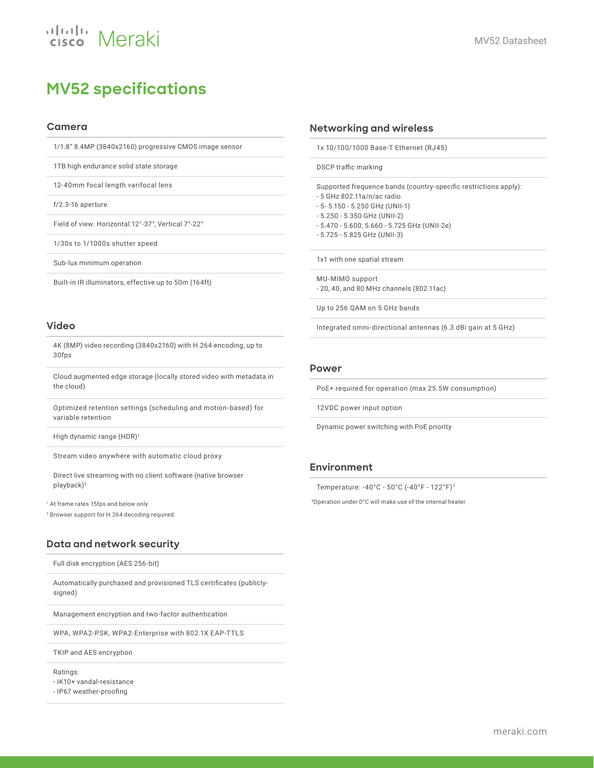# MV52 specifications

## Camera

- 1/1.8" 8.4MP (3840x2160) progressive CMOS image sensor
- 1TB high endurance solid state storage
- 12-40mm focal length varifocal lens
- f/2.3-16 aperture
- Field of view: Horizontal 12°-37°, Vertical 7°-22°
- 1/30s to 1/1000s shutter speed
- Sub-lux minimum operation
- Built-in IR illuminators, effective up to 50m (164ft)

## Video

- 4K (8MP) video recording (3840x2160) with H.264 encoding, up to 30fps
- Cloud augmented edge storage (locally stored video with metadata in the cloud)
- Optimized retention settings (scheduling and motion-based) for variable retention
- High dynamic range (HDR)[1]
- Stream video anywhere with automatic cloud proxy
- Direct live streaming with no client software (native browser playback)[2]

[1] At frame rates 15fps and below only

[2] Browser support for H.264 decoding required

## Data and network security

- Full disk encryption (AES 256-bit)
- Automatically purchased and provisioned TLS certificates (publicly-signed)
- Management encryption and two-factor authentication
- WPA, WPA2-PSK, WPA2-Enterprise with 802.1X EAP-TTLS
- TKIP and AES encryption
- Ratings:
  - IK10+ vandal-resistance
  - IP67 weather-proofing

## Networking and wireless

- 1x 10/100/1000 Base-T Ethernet (RJ45)
- DSCP traffic marking
- Supported frequence bands (country-specific restrictions apply):
  - 5 GHz 802.11a/n/ac radio
  - 5- 5.150 - 5.250 GHz (UNII-1)
  - 5.250 - 5.350 GHz (UNII-2)
  - 5.470 - 5.600, 5.660 - 5.725 GHz (UNII-2e)
  - 5.725 - 5.825 GHz (UNII-3)
- 1x1 with one spatial stream
- MU-MIMO support
  - 20, 40, and 80 MHz channels (802.11ac)
- Up to 256 QAM on 5 GHz bands
- Integrated omni-directional antennas (6.3 dBi gain at 5 GHz)

## Power

- PoE+ required for operation (max 25.5W consumption)
- 12VDC power input option
- Dynamic power switching with PoE priority

## Environment

- Temperature: -40°C - 50°C (-40°F - 122°F)[3]

[3] Operation under 0°C will make use of the internal heater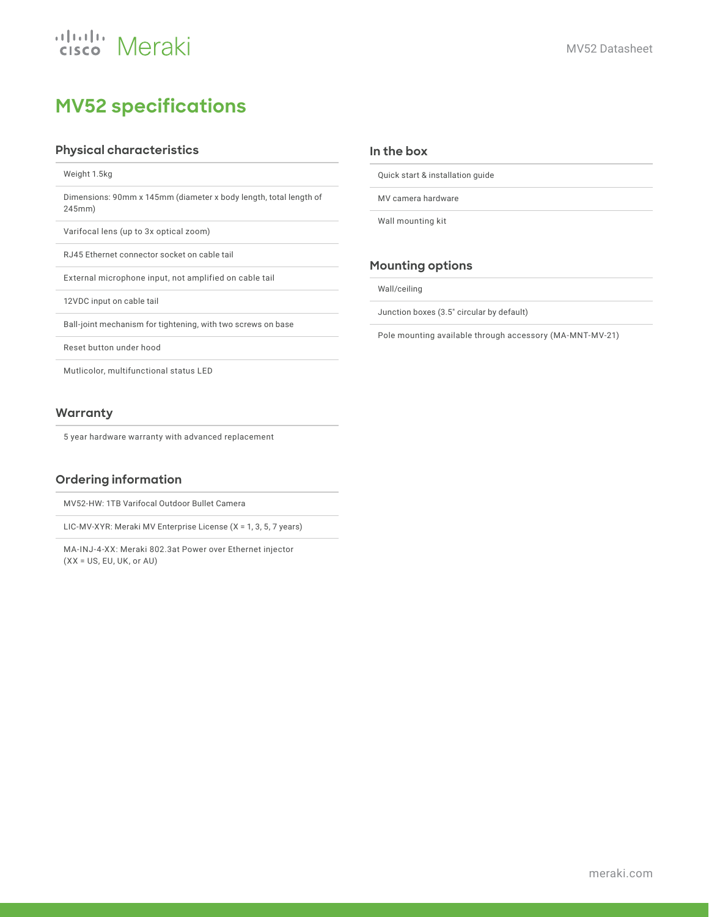# MV52 specifications

## Physical characteristics

- Weight 1.5kg
- Dimensions: 90mm x 145mm (diameter x body length, total length of 245mm)
- Varifocal lens (up to 3x optical zoom)
- RJ45 Ethernet connector socket on cable tail
- External microphone input, not amplified on cable tail
- 12VDC input on cable tail
- Ball-joint mechanism for tightening, with two screws on base
- Reset button under hood
- Mutlicolor, multifunctional status LED

## Warranty

- 5 year hardware warranty with advanced replacement

## Ordering information

- MV52-HW: 1TB Varifocal Outdoor Bullet Camera
- LIC-MV-XYR: Meraki MV Enterprise License (X = 1, 3, 5, 7 years)
- MA-INJ-4-XX: Meraki 802.3at Power over Ethernet injector (XX = US, EU, UK, or AU)

## In the box

- Quick start & installation guide
- MV camera hardware
- Wall mounting kit

## Mounting options

- Wall/ceiling
- Junction boxes (3.5" circular by default)
- Pole mounting available through accessory (MA-MNT-MV-21)